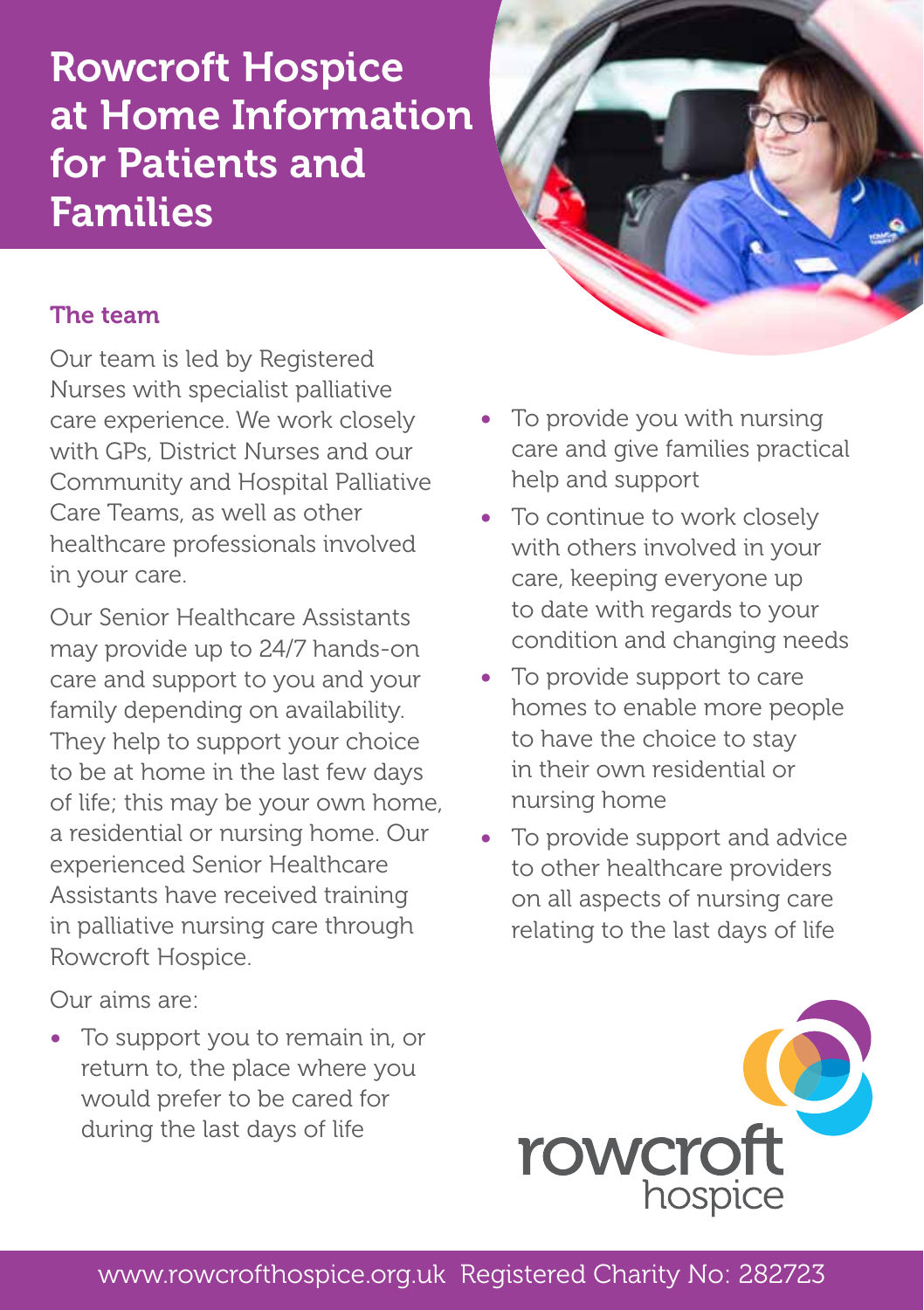# Rowcroft Hospice at Home Information for Patients and Families

## The team

Our team is led by Registered Nurses with specialist palliative care experience. We work closely with GPs, District Nurses and our Community and Hospital Palliative Care Teams, as well as other healthcare professionals involved in your care.

Our Senior Healthcare Assistants may provide up to 24/7 hands-on care and support to you and your family depending on availability. They help to support your choice to be at home in the last few days of life; this may be your own home, a residential or nursing home. Our experienced Senior Healthcare Assistants have received training in palliative nursing care through Rowcroft Hospice.

Our aims are:

- To support you to remain in, or return to, the place where you would prefer to be cared for during the last days of life
- To provide you with nursing care and give families practical help and support
- To continue to work closely with others involved in your care, keeping everyone up to date with regards to your condition and changing needs
- To provide support to care homes to enable more people to have the choice to stay in their own residential or nursing home
- To provide support and advice to other healthcare providers on all aspects of nursing care relating to the last days of life

rowcroft hospice

www.rowcrofthospice.org.uk Registered Charity No: 282723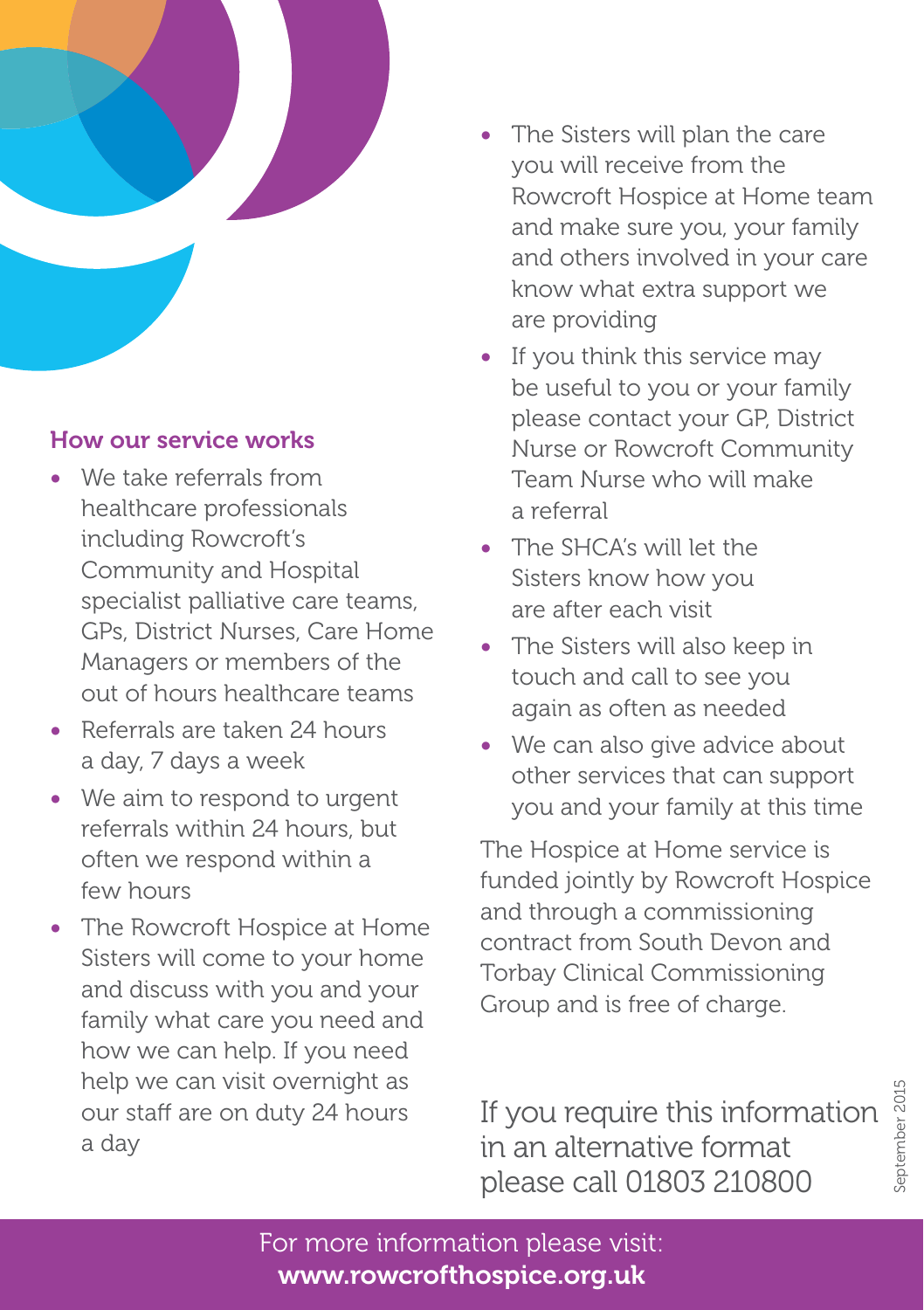## How our service works

- We take referrals from healthcare professionals including Rowcroft's Community and Hospital specialist palliative care teams, GPs, District Nurses, Care Home Managers or members of the out of hours healthcare teams
- Referrals are taken 24 hours a day, 7 days a week
- We aim to respond to urgent referrals within 24 hours, but often we respond within a few hours
- The Rowcroft Hospice at Home Sisters will come to your home and discuss with you and your family what care you need and how we can help. If you need help we can visit overnight as our staff are on duty 24 hours a day
- The Sisters will plan the care you will receive from the Rowcroft Hospice at Home team and make sure you, your family and others involved in your care know what extra support we are providing
- If you think this service may be useful to you or your family please contact your GP, District Nurse or Rowcroft Community Team Nurse who will make a referral
- The SHCA's will let the Sisters know how you are after each visit
- The Sisters will also keep in touch and call to see you again as often as needed
- We can also give advice about other services that can support you and your family at this time

The Hospice at Home service is funded jointly by Rowcroft Hospice and through a commissioning contract from South Devon and Torbay Clinical Commissioning Group and is free of charge.

If you require this information in an alternative format please call 01803 210800

September 2015

For more information please visit:
**www.rowcrofthospice.org.uk**